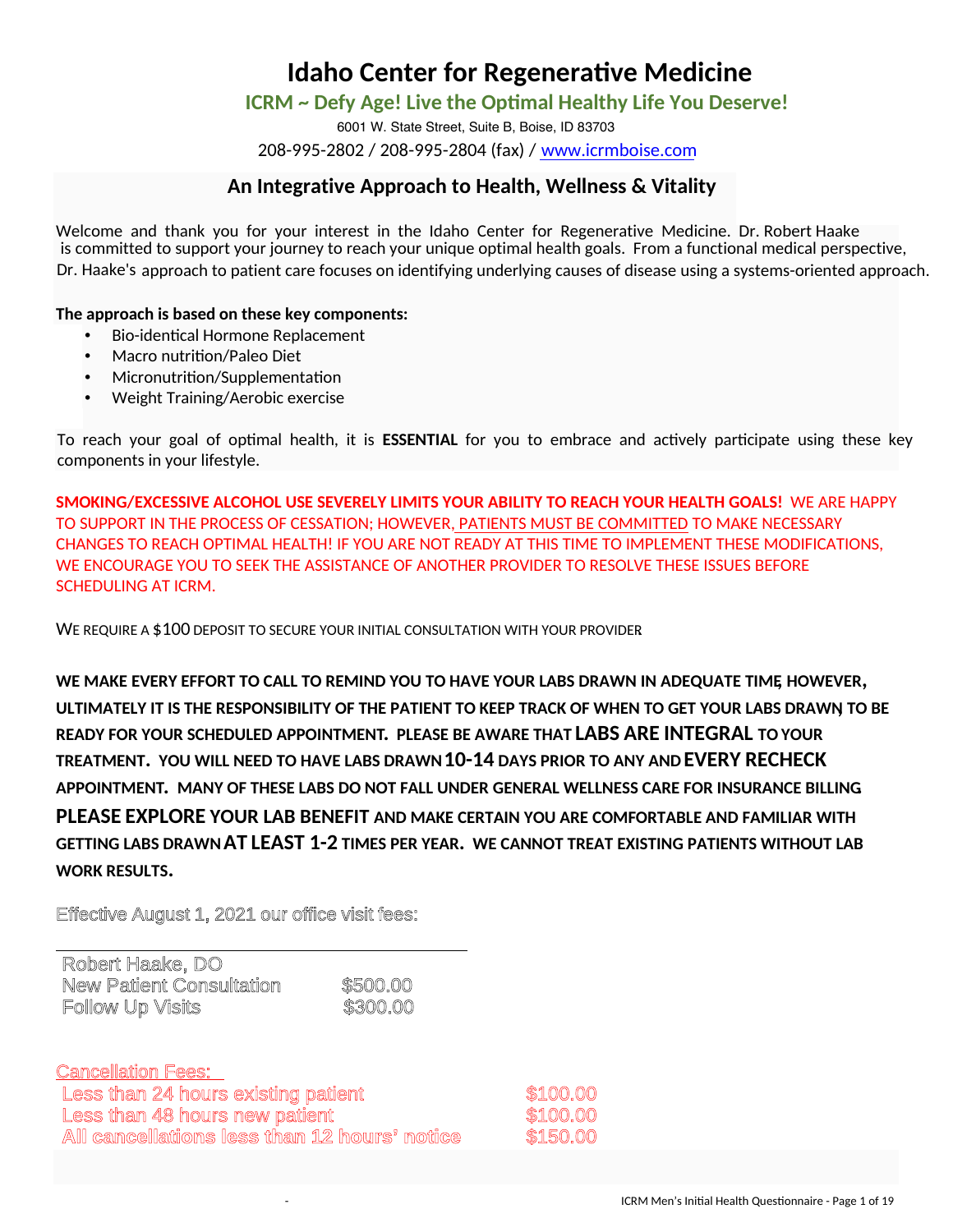# Idaho Center for Regenerative Medicine

## ICRM ~ Defy Age! Live the Optimal Healthy Life You Deserve!

6001 W. State Street, Suite B, Boise, ID 83703

208-995-2802 / 208-995-2804 (fax) / www.icrmboise.com

### An Integrative Approach to Health, Wellness & Vitality

Welcome and thank you for your interest in the Idaho Center for Regenerative Medicine. Dr. Robert Haake is committed to support your journey to reach your unique optimal health goals. From a functional medical perspective, Dr. Haake's approach to patient care focuses on identifying underlying causes of disease using a systems-oriented approach.

**The approach is based on these key components:**

- Bio-identical Hormone Replacement
- Macro nutrition/Paleo Diet
- Micronutrition/Supplementation
- Weight Training/Aerobic exercise

To reach your goal of optimal health, it is **ESSENTIAL** for you to embrace and actively participate using these key components in your lifestyle.

**SMOKING/EXCESSIVE ALCOHOL USE SEVERELY LIMITS YOUR ABILITY TO REACH YOUR HEALTH GOALS!** WE ARE HAPPY TO SUPPORT IN THE PROCESS OF CESSATION; HOWEVER, PATIENTS MUST BE COMMITTED TO MAKE NECESSARY CHANGES TO REACH OPTIMAL HEALTH! IF YOU ARE NOT READY AT THIS TIME TO IMPLEMENT THESE MODIFICATIONS, WE ENCOURAGE YOU TO SEEK THE ASSISTANCE OF ANOTHER PROVIDER TO RESOLVE THESE ISSUES BEFORE SCHEDULING AT ICRM.

WE REQUIRE A $100 DEPOSIT TO SECURE YOUR INITIAL CONSULTATION WITH YOUR PROVIDER

**WE MAKE EVERY EFFORT TO CALL TO REMIND YOU TO HAVE YOUR LABS DRAWN IN ADEQUATE TIME, HOWEVER, ULTIMATELY IT IS THE RESPONSIBILITY OF THE PATIENT TO KEEP TRACK OF WHEN TO GET YOUR LABS DRAWN, TO BE READY FOR YOUR SCHEDULED APPOINTMENT. PLEASE BE AWARE THAT LABS ARE INTEGRAL TO YOUR TREATMENT. YOU WILL NEED TO HAVE LABS DRAWN 10-14 DAYS PRIOR TO ANY AND EVERY RECHECK APPOINTMENT. MANY OF THESE LABS DO NOT FALL UNDER GENERAL WELLNESS CARE FOR INSURANCE BILLING PLEASE EXPLORE YOUR LAB BENEFIT AND MAKE CERTAIN YOU ARE COMFORTABLE AND FAMILIAR WITH GETTING LABS DRAWN AT LEAST 1-2 TIMES PER YEAR. WE CANNOT TREAT EXISTING PATIENTS WITHOUT LAB WORK RESULTS.**

Effective August 1, 2021 our office visit fees:

| Robert Haake, DO | |
|---|---|
| New Patient Consultation | $500.00 |
| Follow Up Visits | $300.00 |

Cancellation Fees:

| | |
|---|---|
| Less than 24 hours existing patient | $100.00 |
| Less than 48 hours new patient | $100.00 |
| All cancellations less than 12 hours' notice | $150.00 |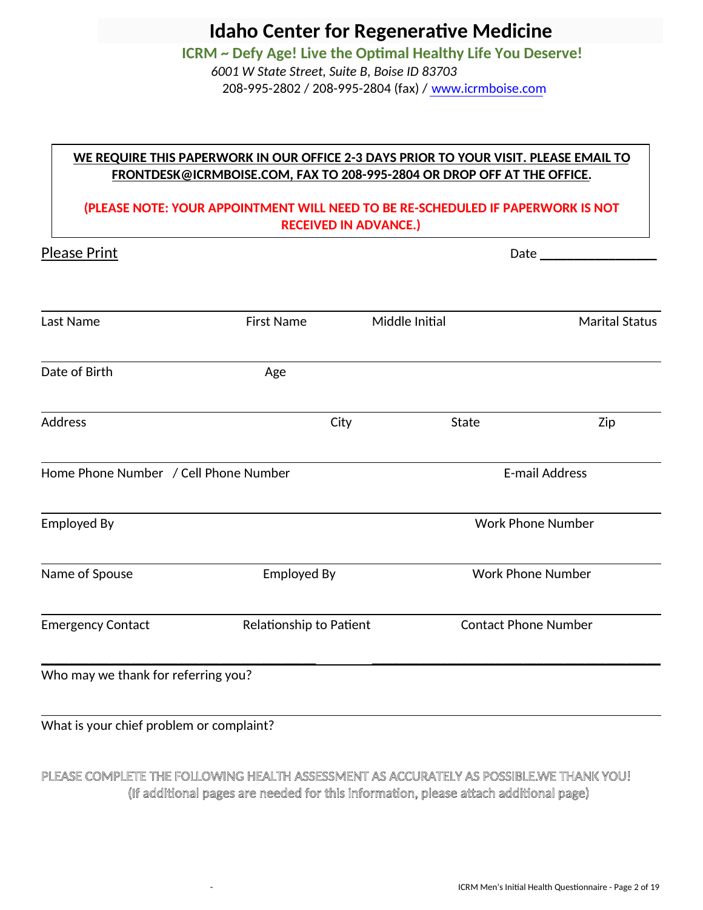# Idaho Center for Regenerative Medicine

**ICRM ~ Defy Age! Live the Optimal Healthy Life You Deserve!**

*6001 W State Street, Suite B, Boise ID 83703*

208-995-2802 / 208-995-2804 (fax) / www.icrmboise.com

**WE REQUIRE THIS PAPERWORK IN OUR OFFICE 2-3 DAYS PRIOR TO YOUR VISIT. PLEASE EMAIL TO FRONTDESK@ICRMBOISE.COM, FAX TO 208-995-2804 OR DROP OFF AT THE OFFICE.**

**(PLEASE NOTE: YOUR APPOINTMENT WILL NEED TO BE RE-SCHEDULED IF PAPERWORK IS NOT RECEIVED IN ADVANCE.)**

Please Print　　　　　　　　　　　　　　　　　　　　　　　　Date ________________

___________________________________________________________________________

Last Name　　　　　　First Name　　　　　　Middle Initial　　　　　　Marital Status

___________________________________________________________________________

Date of Birth　　　　　　Age

___________________________________________________________________________

Address　　　　　　　　　　City　　　　　　State　　　　　　Zip

___________________________________________________________________________

Home Phone Number / Cell Phone Number　　　　　　　　E-mail Address

___________________________________________________________________________

Employed By　　　　　　　　　　　　　　　　　　Work Phone Number

___________________________________________________________________________

Name of Spouse　　　　　　Employed By　　　　　　Work Phone Number

___________________________________________________________________________

Emergency Contact　　　　　　Relationship to Patient　　　　　　Contact Phone Number

___________________________________________________________________________

Who may we thank for referring you?

___________________________________________________________________________

What is your chief problem or complaint?

PLEASE COMPLETE THE FOLLOWING HEALTH ASSESSMENT AS ACCURATELY AS POSSIBLE.WE THANK YOU!

(If additional pages are needed for this information, please attach additional page)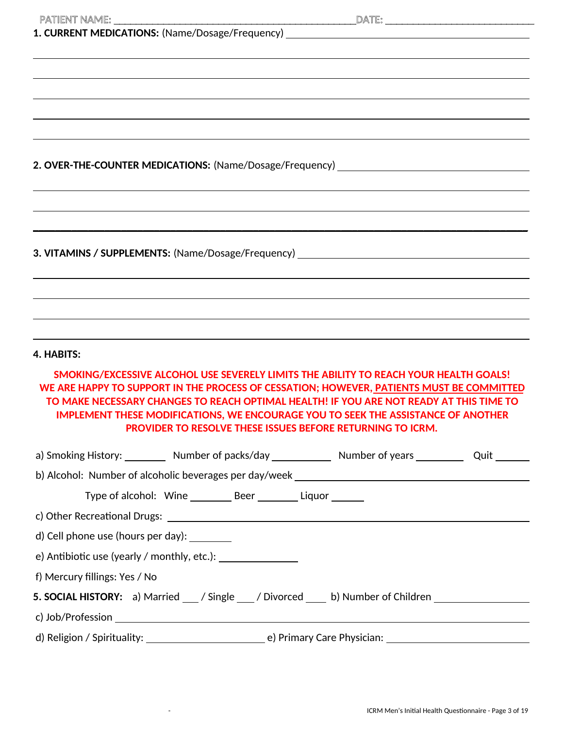PATIENT NAME: ______________________________________________DATE: ___________________________

**1. CURRENT MEDICATIONS:** (Name/Dosage/Frequency) ____________________________________________

_____________________________________________________________________________

_____________________________________________________________________________

_____________________________________________________________________________

_____________________________________________________________________________

_____________________________________________________________________________

**2. OVER-THE-COUNTER MEDICATIONS:** (Name/Dosage/Frequency) ______________________________

_____________________________________________________________________________

_____________________________________________________________________________

_____________________________________________________________________________

**3. VITAMINS / SUPPLEMENTS:** (Name/Dosage/Frequency) ________________________________________

_____________________________________________________________________________

_____________________________________________________________________________

_____________________________________________________________________________

_____________________________________________________________________________

**4. HABITS:**

**SMOKING/EXCESSIVE ALCOHOL USE SEVERELY LIMITS THE ABILITY TO REACH YOUR HEALTH GOALS! WE ARE HAPPY TO SUPPORT IN THE PROCESS OF CESSATION; HOWEVER, PATIENTS MUST BE COMMITTED TO MAKE NECESSARY CHANGES TO REACH OPTIMAL HEALTH! IF YOU ARE NOT READY AT THIS TIME TO IMPLEMENT THESE MODIFICATIONS, WE ENCOURAGE YOU TO SEEK THE ASSISTANCE OF ANOTHER PROVIDER TO RESOLVE THESE ISSUES BEFORE RETURNING TO ICRM.**

a) Smoking History: ________ Number of packs/day ___________ Number of years _________ Quit ______

b) Alcohol: Number of alcoholic beverages per day/week ________________________________________

Type of alcohol: Wine ________ Beer ________ Liquor ______

c) Other Recreational Drugs: ____________________________________________________________

d) Cell phone use (hours per day): ________

e) Antibiotic use (yearly / monthly, etc.): _______________

f) Mercury fillings: Yes / No

**5. SOCIAL HISTORY:** a) Married ___ / Single ___ / Divorced ____ b) Number of Children _________________

c) Job/Profession _____________________________________________________________________

d) Religion / Spirituality: ______________________ e) Primary Care Physician: __________________________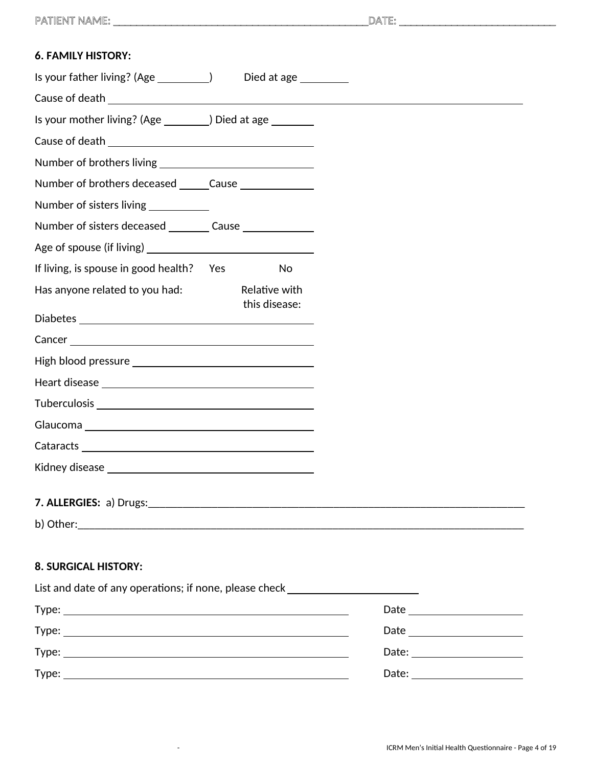**PATIENT NAME:** ____________________________________________ **DATE:** ___________________________

**6. FAMILY HISTORY:**

Is your father living? (Age ________) Died at age ________

Cause of death ____________________________________________

Is your mother living? (Age ________) Died at age ________

Cause of death ____________________________________

Number of brothers living ____________________________

Number of brothers deceased _____ Cause ____________

Number of sisters living ___________

Number of sisters deceased _______ Cause ____________

Age of spouse (if living) ____________________________

If living, is spouse in good health? Yes No

Has anyone related to you had: Relative with this disease:

Diabetes ____________________________________

Cancer ____________________________________

High blood pressure ____________________________

Heart disease ________________________________

Tuberculosis ________________________________

Glaucoma ___________________________________

Cataracts ___________________________________

Kidney disease ______________________________

**7. ALLERGIES:** a) Drugs:_______________________________________________________________________

b) Other:___________________________________________________________________________________

**8. SURGICAL HISTORY:**

List and date of any operations; if none, please check ______________________

Type: __________________________________________________ Date ____________________

Type: __________________________________________________ Date ____________________

Type: __________________________________________________ Date: ____________________

Type: __________________________________________________ Date: ____________________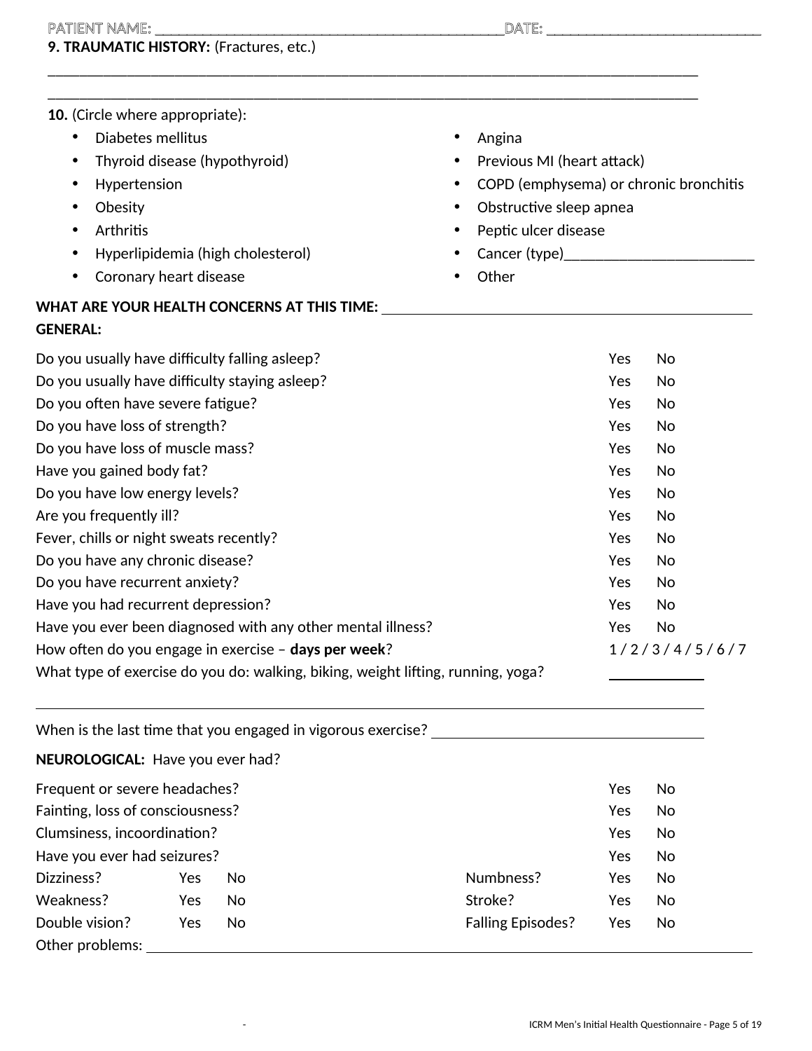PATIENT NAME: _______________________________________________DATE: ____________________________

**9. TRAUMATIC HISTORY:** (Fractures, etc.)

_________________________________________________________________________________________

_________________________________________________________________________________________

**10.** (Circle where appropriate):

- Diabetes mellitus
- Thyroid disease (hypothyroid)
- Hypertension
- Obesity
- Arthritis
- Hyperlipidemia (high cholesterol)
- Coronary heart disease
- Angina
- Previous MI (heart attack)
- COPD (emphysema) or chronic bronchitis
- Obstructive sleep apnea
- Peptic ulcer disease
- Cancer (type)________________________
- Other

**WHAT ARE YOUR HEALTH CONCERNS AT THIS TIME:** ________________________________________________

**GENERAL:**

| | | |
|---|---|---|
| Do you usually have difficulty falling asleep? | Yes | No |
| Do you usually have difficulty staying asleep? | Yes | No |
| Do you often have severe fatigue? | Yes | No |
| Do you have loss of strength? | Yes | No |
| Do you have loss of muscle mass? | Yes | No |
| Have you gained body fat? | Yes | No |
| Do you have low energy levels? | Yes | No |
| Are you frequently ill? | Yes | No |
| Fever, chills or night sweats recently? | Yes | No |
| Do you have any chronic disease? | Yes | No |
| Do you have recurrent anxiety? | Yes | No |
| Have you had recurrent depression? | Yes | No |
| Have you ever been diagnosed with any other mental illness? | Yes | No |

How often do you engage in exercise – **days per week**? 1 / 2 / 3 / 4 / 5 / 6 / 7

What type of exercise do you do: walking, biking, weight lifting, running, yoga? ____________

_________________________________________________________________________________________

When is the last time that you engaged in vigorous exercise? ____________________________________

**NEUROLOGICAL:** Have you ever had?

| | | |
|---|---|---|
| Frequent or severe headaches? | Yes | No |
| Fainting, loss of consciousness? | Yes | No |
| Clumsiness, incoordination? | Yes | No |
| Have you ever had seizures? | Yes | No |

| | | | | | |
|---|---|---|---|---|---|
| Dizziness? | Yes | No | Numbness? | Yes | No |
| Weakness? | Yes | No | Stroke? | Yes | No |
| Double vision? | Yes | No | Falling Episodes? | Yes | No |

Other problems: ________________________________________________________________________________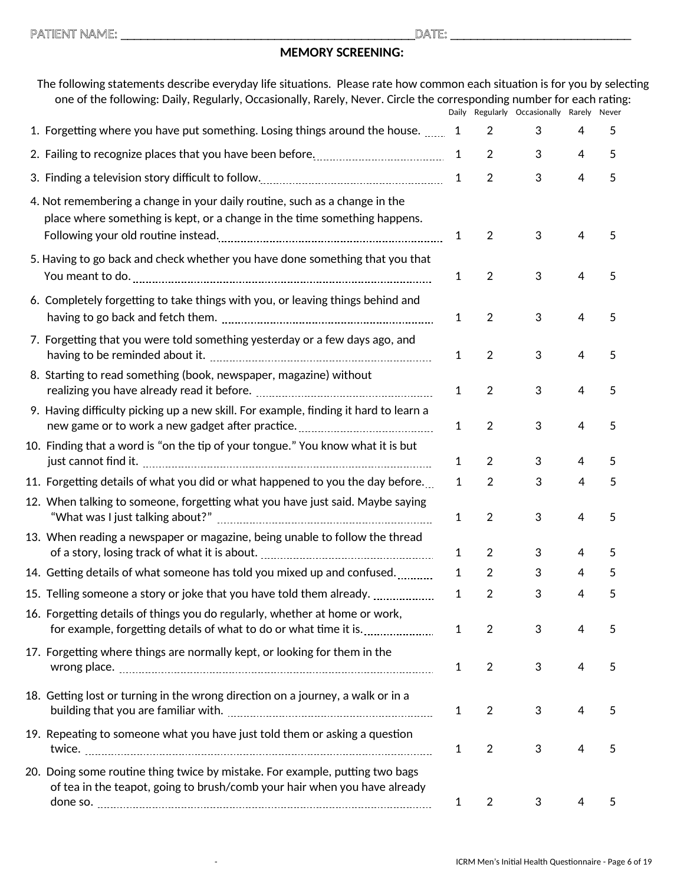PATIENT NAME: ____________________________________________ DATE: ___________________________

## MEMORY SCREENING:

The following statements describe everyday life situations. Please rate how common each situation is for you by selecting one of the following: Daily, Regularly, Occasionally, Rarely, Never. Circle the corresponding number for each rating:

| | Daily | Regularly | Occasionally | Rarely | Never |
|---|---|---|---|---|---|
| 1. Forgetting where you have put something. Losing things around the house. | 1 | 2 | 3 | 4 | 5 |
| 2. Failing to recognize places that you have been before. | 1 | 2 | 3 | 4 | 5 |
| 3. Finding a television story difficult to follow. | 1 | 2 | 3 | 4 | 5 |
| 4. Not remembering a change in your daily routine, such as a change in the place where something is kept, or a change in the time something happens. Following your old routine instead. | 1 | 2 | 3 | 4 | 5 |
| 5. Having to go back and check whether you have done something that you that You meant to do. | 1 | 2 | 3 | 4 | 5 |
| 6. Completely forgetting to take things with you, or leaving things behind and having to go back and fetch them. | 1 | 2 | 3 | 4 | 5 |
| 7. Forgetting that you were told something yesterday or a few days ago, and having to be reminded about it. | 1 | 2 | 3 | 4 | 5 |
| 8. Starting to read something (book, newspaper, magazine) without realizing you have already read it before. | 1 | 2 | 3 | 4 | 5 |
| 9. Having difficulty picking up a new skill. For example, finding it hard to learn a new game or to work a new gadget after practice. | 1 | 2 | 3 | 4 | 5 |
| 10. Finding that a word is "on the tip of your tongue." You know what it is but just cannot find it. | 1 | 2 | 3 | 4 | 5 |
| 11. Forgetting details of what you did or what happened to you the day before. | 1 | 2 | 3 | 4 | 5 |
| 12. When talking to someone, forgetting what you have just said. Maybe saying "What was I just talking about?" | 1 | 2 | 3 | 4 | 5 |
| 13. When reading a newspaper or magazine, being unable to follow the thread of a story, losing track of what it is about. | 1 | 2 | 3 | 4 | 5 |
| 14. Getting details of what someone has told you mixed up and confused. | 1 | 2 | 3 | 4 | 5 |
| 15. Telling someone a story or joke that you have told them already. | 1 | 2 | 3 | 4 | 5 |
| 16. Forgetting details of things you do regularly, whether at home or work, for example, forgetting details of what to do or what time it is. | 1 | 2 | 3 | 4 | 5 |
| 17. Forgetting where things are normally kept, or looking for them in the wrong place. | 1 | 2 | 3 | 4 | 5 |
| 18. Getting lost or turning in the wrong direction on a journey, a walk or in a building that you are familiar with. | 1 | 2 | 3 | 4 | 5 |
| 19. Repeating to someone what you have just told them or asking a question twice. | 1 | 2 | 3 | 4 | 5 |
| 20. Doing some routine thing twice by mistake. For example, putting two bags of tea in the teapot, going to brush/comb your hair when you have already done so. | 1 | 2 | 3 | 4 | 5 |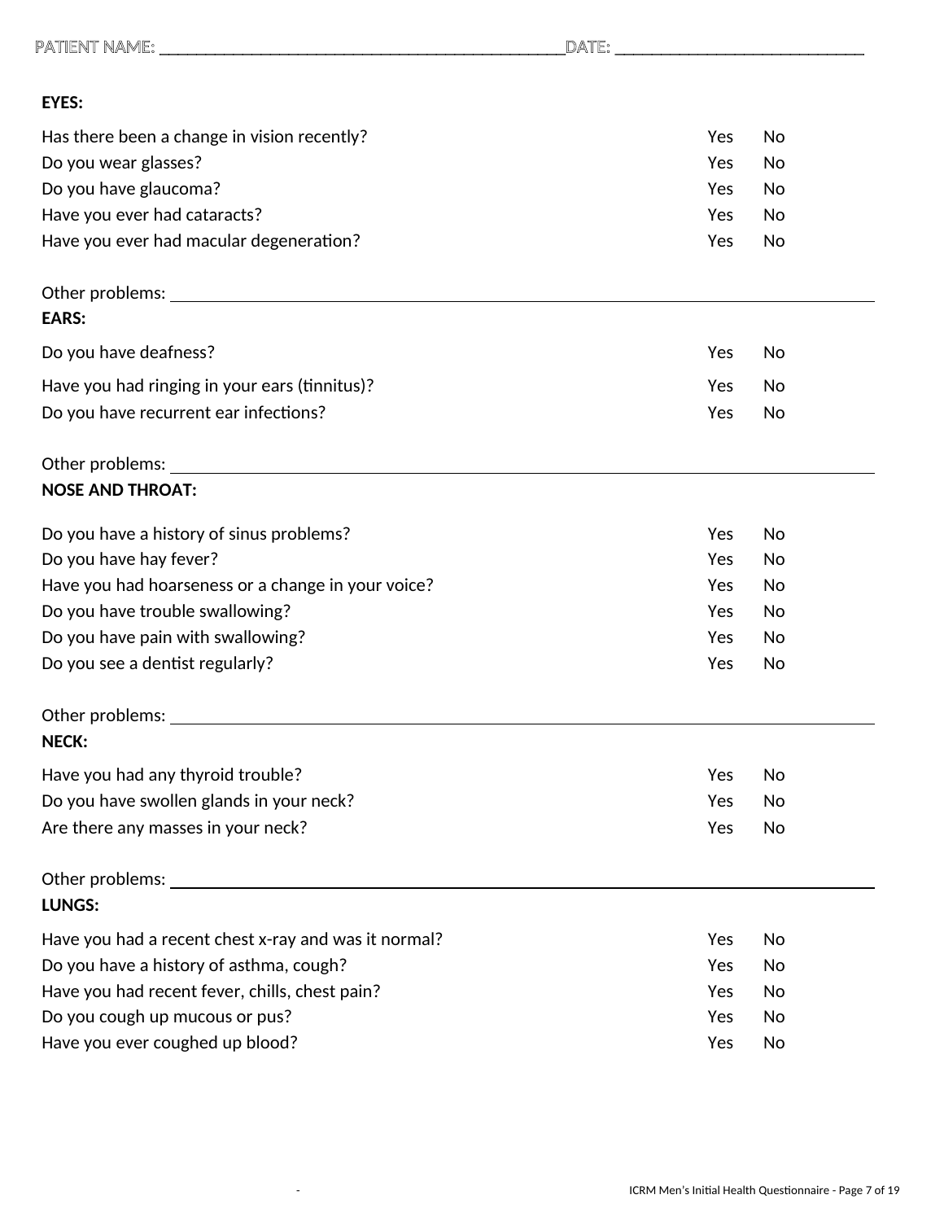PATIENT NAME: ____________________________________________ DATE: ___________________________

**EYES:**

| | | |
|---|---|---|
| Has there been a change in vision recently? | Yes | No |
| Do you wear glasses? | Yes | No |
| Do you have glaucoma? | Yes | No |
| Have you ever had cataracts? | Yes | No |
| Have you ever had macular degeneration? | Yes | No |

Other problems: ____________________________________________________________

**EARS:**

| | | |
|---|---|---|
| Do you have deafness? | Yes | No |
| Have you had ringing in your ears (tinnitus)? | Yes | No |
| Do you have recurrent ear infections? | Yes | No |

Other problems: ____________________________________________________________

**NOSE AND THROAT:**

| | | |
|---|---|---|
| Do you have a history of sinus problems? | Yes | No |
| Do you have hay fever? | Yes | No |
| Have you had hoarseness or a change in your voice? | Yes | No |
| Do you have trouble swallowing? | Yes | No |
| Do you have pain with swallowing? | Yes | No |
| Do you see a dentist regularly? | Yes | No |

Other problems: ____________________________________________________________

**NECK:**

| | | |
|---|---|---|
| Have you had any thyroid trouble? | Yes | No |
| Do you have swollen glands in your neck? | Yes | No |
| Are there any masses in your neck? | Yes | No |

Other problems: ____________________________________________________________

**LUNGS:**

| | | |
|---|---|---|
| Have you had a recent chest x-ray and was it normal? | Yes | No |
| Do you have a history of asthma, cough? | Yes | No |
| Have you had recent fever, chills, chest pain? | Yes | No |
| Do you cough up mucous or pus? | Yes | No |
| Have you ever coughed up blood? | Yes | No |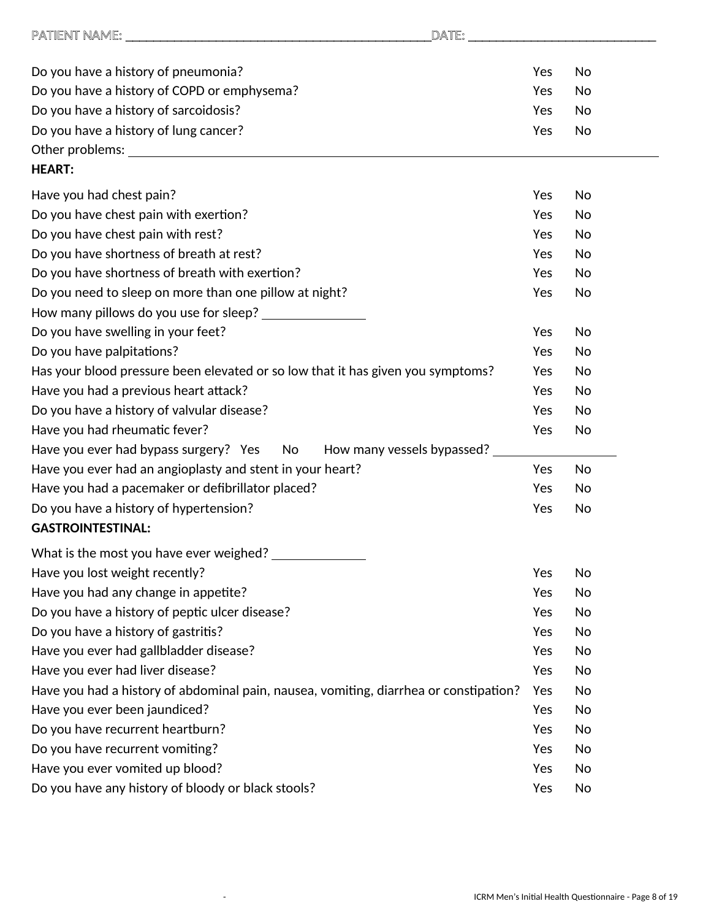PATIENT NAME: _______________________________________________DATE: ____________________________

| | | |
|---|---|---|
| Do you have a history of pneumonia? | Yes | No |
| Do you have a history of COPD or emphysema? | Yes | No |
| Do you have a history of sarcoidosis? | Yes | No |
| Do you have a history of lung cancer? | Yes | No |

Other problems: ________________________________________________________________________________

**HEART:**

| | | |
|---|---|---|
| Have you had chest pain? | Yes | No |
| Do you have chest pain with exertion? | Yes | No |
| Do you have chest pain with rest? | Yes | No |
| Do you have shortness of breath at rest? | Yes | No |
| Do you have shortness of breath with exertion? | Yes | No |
| Do you need to sleep on more than one pillow at night? | Yes | No |

How many pillows do you use for sleep? _______________

| | | |
|---|---|---|
| Do you have swelling in your feet? | Yes | No |
| Do you have palpitations? | Yes | No |
| Has your blood pressure been elevated or so low that it has given you symptoms? | Yes | No |
| Have you had a previous heart attack? | Yes | No |
| Do you have a history of valvular disease? | Yes | No |
| Have you had rheumatic fever? | Yes | No |

Have you ever had bypass surgery? Yes No How many vessels bypassed? __________________

| | | |
|---|---|---|
| Have you ever had an angioplasty and stent in your heart? | Yes | No |
| Have you had a pacemaker or defibrillator placed? | Yes | No |
| Do you have a history of hypertension? | Yes | No |

**GASTROINTESTINAL:**

What is the most you have ever weighed? ______________

| | | |
|---|---|---|
| Have you lost weight recently? | Yes | No |
| Have you had any change in appetite? | Yes | No |
| Do you have a history of peptic ulcer disease? | Yes | No |
| Do you have a history of gastritis? | Yes | No |
| Have you ever had gallbladder disease? | Yes | No |
| Have you ever had liver disease? | Yes | No |
| Have you had a history of abdominal pain, nausea, vomiting, diarrhea or constipation? | Yes | No |
| Have you ever been jaundiced? | Yes | No |
| Do you have recurrent heartburn? | Yes | No |
| Do you have recurrent vomiting? | Yes | No |
| Have you ever vomited up blood? | Yes | No |
| Do you have any history of bloody or black stools? | Yes | No |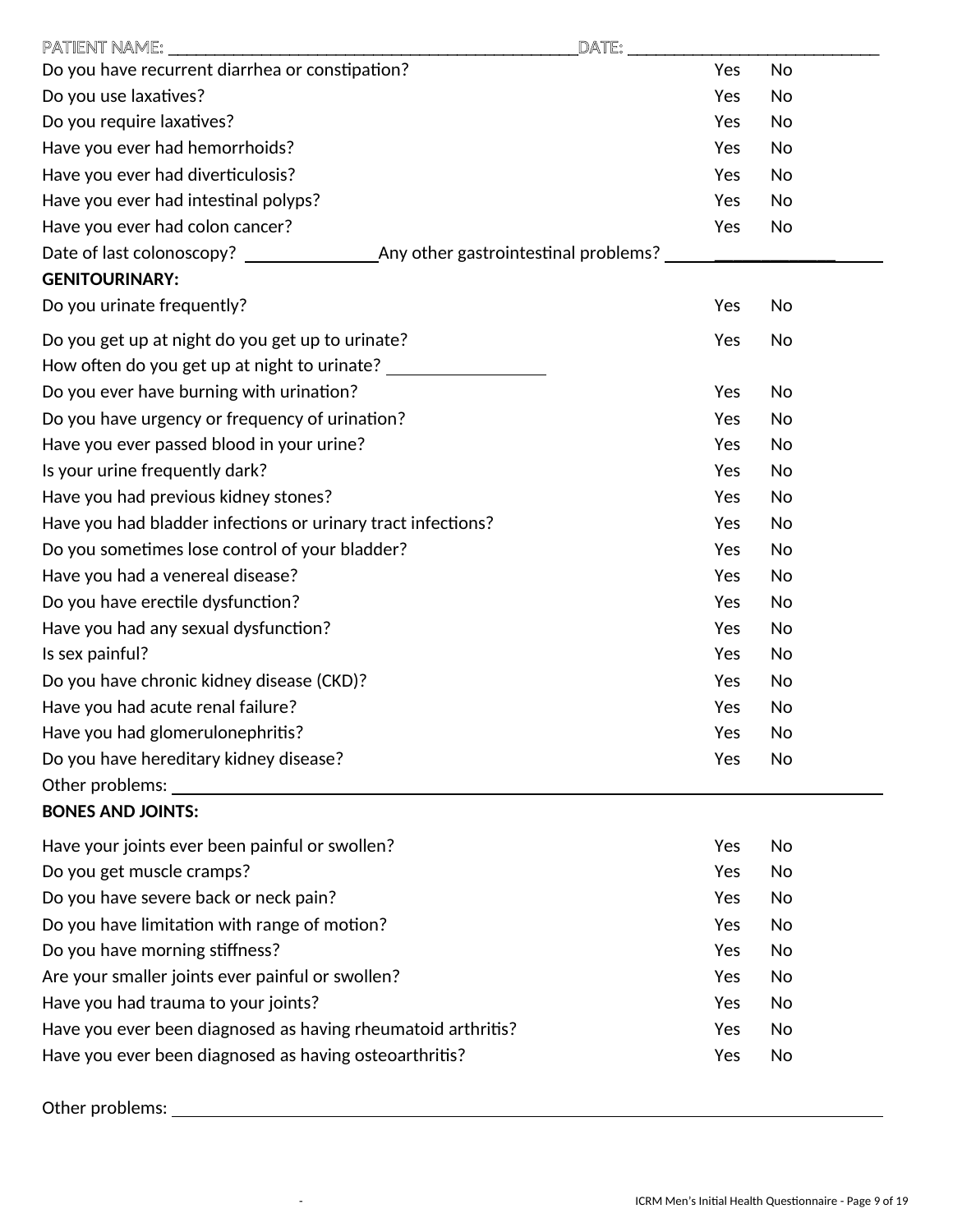PATIENT NAME: ________________________________________________DATE: ____________________________

Do you have recurrent diarrhea or constipation? Yes No

Do you use laxatives? Yes No

Do you require laxatives? Yes No

Have you ever had hemorrhoids? Yes No

Have you ever had diverticulosis? Yes No

Have you ever had intestinal polyps? Yes No

Have you ever had colon cancer? Yes No

Date of last colonoscopy? ______________ Any other gastrointestinal problems? ____________________

**GENITOURINARY:**

Do you urinate frequently? Yes No

Do you get up at night do you get up to urinate? Yes No

How often do you get up at night to urinate? ________________

Do you ever have burning with urination? Yes No

Do you have urgency or frequency of urination? Yes No

Have you ever passed blood in your urine? Yes No

Is your urine frequently dark? Yes No

Have you had previous kidney stones? Yes No

Have you had bladder infections or urinary tract infections? Yes No

Do you sometimes lose control of your bladder? Yes No

Have you had a venereal disease? Yes No

Do you have erectile dysfunction? Yes No

Have you had any sexual dysfunction? Yes No

Is sex painful? Yes No

Do you have chronic kidney disease (CKD)? Yes No

Have you had acute renal failure? Yes No

Have you had glomerulonephritis? Yes No

Do you have hereditary kidney disease? Yes No

Other problems: ____________________________________________________________________

**BONES AND JOINTS:**

Have your joints ever been painful or swollen? Yes No

Do you get muscle cramps? Yes No

Do you have severe back or neck pain? Yes No

Do you have limitation with range of motion? Yes No

Do you have morning stiffness? Yes No

Are your smaller joints ever painful or swollen? Yes No

Have you had trauma to your joints? Yes No

Have you ever been diagnosed as having rheumatoid arthritis? Yes No

Have you ever been diagnosed as having osteoarthritis? Yes No

Other problems: ____________________________________________________________________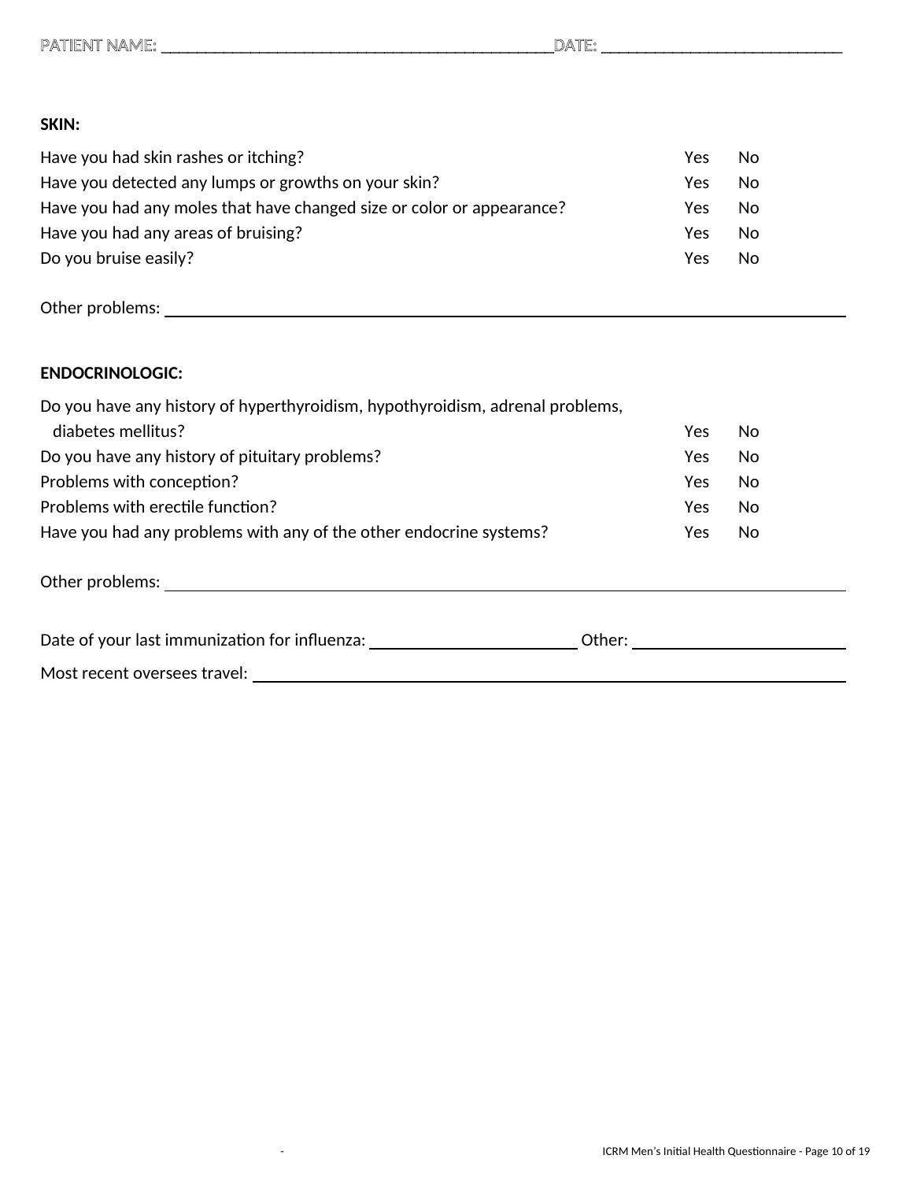PATIENT NAME: ______________________________________________DATE: ____________________________

**SKIN:**

| | | |
|---|---|---|
| Have you had skin rashes or itching? | Yes | No |
| Have you detected any lumps or growths on your skin? | Yes | No |
| Have you had any moles that have changed size or color or appearance? | Yes | No |
| Have you had any areas of bruising? | Yes | No |
| Do you bruise easily? | Yes | No |

Other problems: ______________________________________________________________________________

**ENDOCRINOLOGIC:**

| | | |
|---|---|---|
| Do you have any history of hyperthyroidism, hypothyroidism, adrenal problems, diabetes mellitus? | Yes | No |
| Do you have any history of pituitary problems? | Yes | No |
| Problems with conception? | Yes | No |
| Problems with erectile function? | Yes | No |
| Have you had any problems with any of the other endocrine systems? | Yes | No |

Other problems: ______________________________________________________________________________

Date of your last immunization for influenza: ________________________ Other: ________________________

Most recent oversees travel: ______________________________________________________________________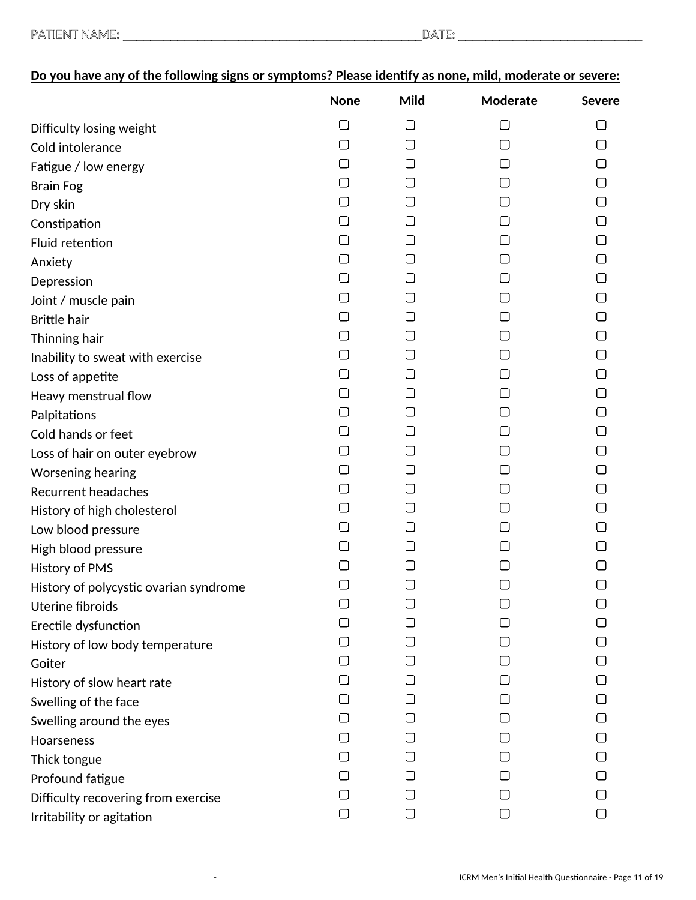PATIENT NAME: _______________________________________________DATE: ____________________________

**Do you have any of the following signs or symptoms? Please identify as none, mild, moderate or severe:**

| | None | Mild | Moderate | Severe |
|---|---|---|---|---|
| Difficulty losing weight | ▢ | ▢ | ▢ | ▢ |
| Cold intolerance | ▢ | ▢ | ▢ | ▢ |
| Fatigue / low energy | ▢ | ▢ | ▢ | ▢ |
| Brain Fog | ▢ | ▢ | ▢ | ▢ |
| Dry skin | ▢ | ▢ | ▢ | ▢ |
| Constipation | ▢ | ▢ | ▢ | ▢ |
| Fluid retention | ▢ | ▢ | ▢ | ▢ |
| Anxiety | ▢ | ▢ | ▢ | ▢ |
| Depression | ▢ | ▢ | ▢ | ▢ |
| Joint / muscle pain | ▢ | ▢ | ▢ | ▢ |
| Brittle hair | ▢ | ▢ | ▢ | ▢ |
| Thinning hair | ▢ | ▢ | ▢ | ▢ |
| Inability to sweat with exercise | ▢ | ▢ | ▢ | ▢ |
| Loss of appetite | ▢ | ▢ | ▢ | ▢ |
| Heavy menstrual flow | ▢ | ▢ | ▢ | ▢ |
| Palpitations | ▢ | ▢ | ▢ | ▢ |
| Cold hands or feet | ▢ | ▢ | ▢ | ▢ |
| Loss of hair on outer eyebrow | ▢ | ▢ | ▢ | ▢ |
| Worsening hearing | ▢ | ▢ | ▢ | ▢ |
| Recurrent headaches | ▢ | ▢ | ▢ | ▢ |
| History of high cholesterol | ▢ | ▢ | ▢ | ▢ |
| Low blood pressure | ▢ | ▢ | ▢ | ▢ |
| High blood pressure | ▢ | ▢ | ▢ | ▢ |
| History of PMS | ▢ | ▢ | ▢ | ▢ |
| History of polycystic ovarian syndrome | ▢ | ▢ | ▢ | ▢ |
| Uterine fibroids | ▢ | ▢ | ▢ | ▢ |
| Erectile dysfunction | ▢ | ▢ | ▢ | ▢ |
| History of low body temperature | ▢ | ▢ | ▢ | ▢ |
| Goiter | ▢ | ▢ | ▢ | ▢ |
| History of slow heart rate | ▢ | ▢ | ▢ | ▢ |
| Swelling of the face | ▢ | ▢ | ▢ | ▢ |
| Swelling around the eyes | ▢ | ▢ | ▢ | ▢ |
| Hoarseness | ▢ | ▢ | ▢ | ▢ |
| Thick tongue | ▢ | ▢ | ▢ | ▢ |
| Profound fatigue | ▢ | ▢ | ▢ | ▢ |
| Difficulty recovering from exercise | ▢ | ▢ | ▢ | ▢ |
| Irritability or agitation | ▢ | ▢ | ▢ | ▢ |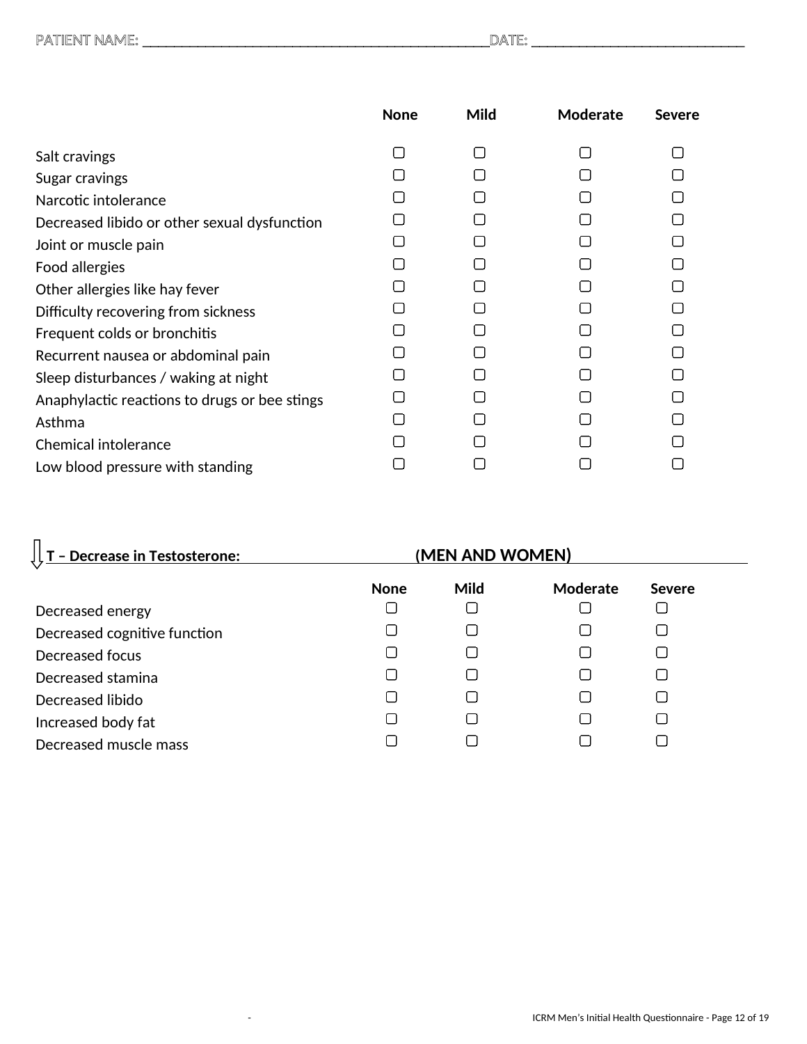PATIENT NAME: _______________________________________________DATE: ____________________________

| | None | Mild | Moderate | Severe |
|---|---|---|---|---|
| Salt cravings | ▢ | ▢ | ▢ | ▢ |
| Sugar cravings | ▢ | ▢ | ▢ | ▢ |
| Narcotic intolerance | ▢ | ▢ | ▢ | ▢ |
| Decreased libido or other sexual dysfunction | ▢ | ▢ | ▢ | ▢ |
| Joint or muscle pain | ▢ | ▢ | ▢ | ▢ |
| Food allergies | ▢ | ▢ | ▢ | ▢ |
| Other allergies like hay fever | ▢ | ▢ | ▢ | ▢ |
| Difficulty recovering from sickness | ▢ | ▢ | ▢ | ▢ |
| Frequent colds or bronchitis | ▢ | ▢ | ▢ | ▢ |
| Recurrent nausea or abdominal pain | ▢ | ▢ | ▢ | ▢ |
| Sleep disturbances / waking at night | ▢ | ▢ | ▢ | ▢ |
| Anaphylactic reactions to drugs or bee stings | ▢ | ▢ | ▢ | ▢ |
| Asthma | ▢ | ▢ | ▢ | ▢ |
| Chemical intolerance | ▢ | ▢ | ▢ | ▢ |
| Low blood pressure with standing | ▢ | ▢ | ▢ | ▢ |

**T – Decrease in Testosterone:** **(MEN AND WOMEN)**

| | None | Mild | Moderate | Severe |
|---|---|---|---|---|
| Decreased energy | ▢ | ▢ | ▢ | ▢ |
| Decreased cognitive function | ▢ | ▢ | ▢ | ▢ |
| Decreased focus | ▢ | ▢ | ▢ | ▢ |
| Decreased stamina | ▢ | ▢ | ▢ | ▢ |
| Decreased libido | ▢ | ▢ | ▢ | ▢ |
| Increased body fat | ▢ | ▢ | ▢ | ▢ |
| Decreased muscle mass | ▢ | ▢ | ▢ | ▢ |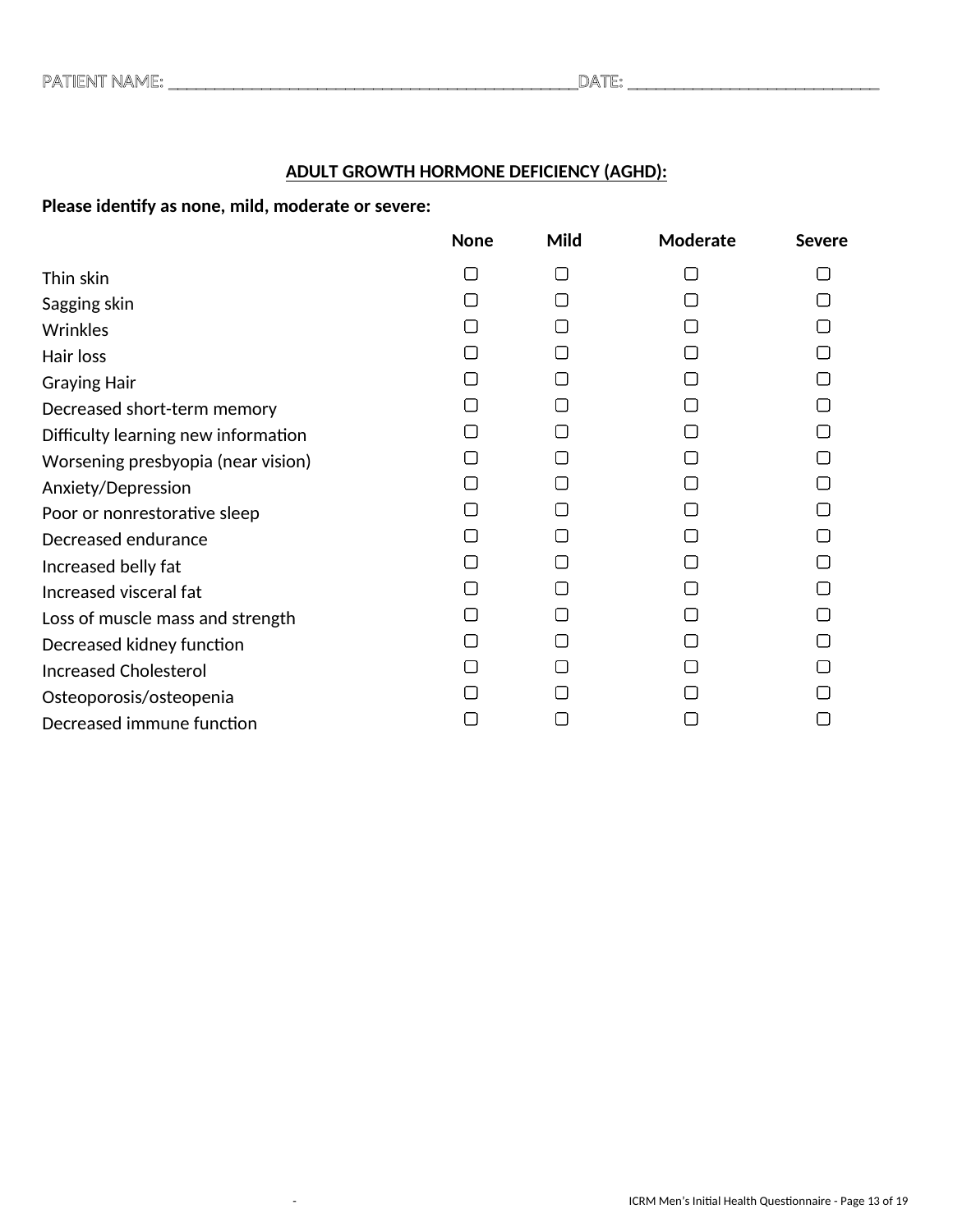PATIENT NAME: ________________________________________________DATE: ______________________________

## ADULT GROWTH HORMONE DEFICIENCY (AGHD):

**Please identify as none, mild, moderate or severe:**

| | None | Mild | Moderate | Severe |
|---|---|---|---|---|
| Thin skin | ☐ | ☐ | ☐ | ☐ |
| Sagging skin | ☐ | ☐ | ☐ | ☐ |
| Wrinkles | ☐ | ☐ | ☐ | ☐ |
| Hair loss | ☐ | ☐ | ☐ | ☐ |
| Graying Hair | ☐ | ☐ | ☐ | ☐ |
| Decreased short-term memory | ☐ | ☐ | ☐ | ☐ |
| Difficulty learning new information | ☐ | ☐ | ☐ | ☐ |
| Worsening presbyopia (near vision) | ☐ | ☐ | ☐ | ☐ |
| Anxiety/Depression | ☐ | ☐ | ☐ | ☐ |
| Poor or nonrestorative sleep | ☐ | ☐ | ☐ | ☐ |
| Decreased endurance | ☐ | ☐ | ☐ | ☐ |
| Increased belly fat | ☐ | ☐ | ☐ | ☐ |
| Increased visceral fat | ☐ | ☐ | ☐ | ☐ |
| Loss of muscle mass and strength | ☐ | ☐ | ☐ | ☐ |
| Decreased kidney function | ☐ | ☐ | ☐ | ☐ |
| Increased Cholesterol | ☐ | ☐ | ☐ | ☐ |
| Osteoporosis/osteopenia | ☐ | ☐ | ☐ | ☐ |
| Decreased immune function | ☐ | ☐ | ☐ | ☐ |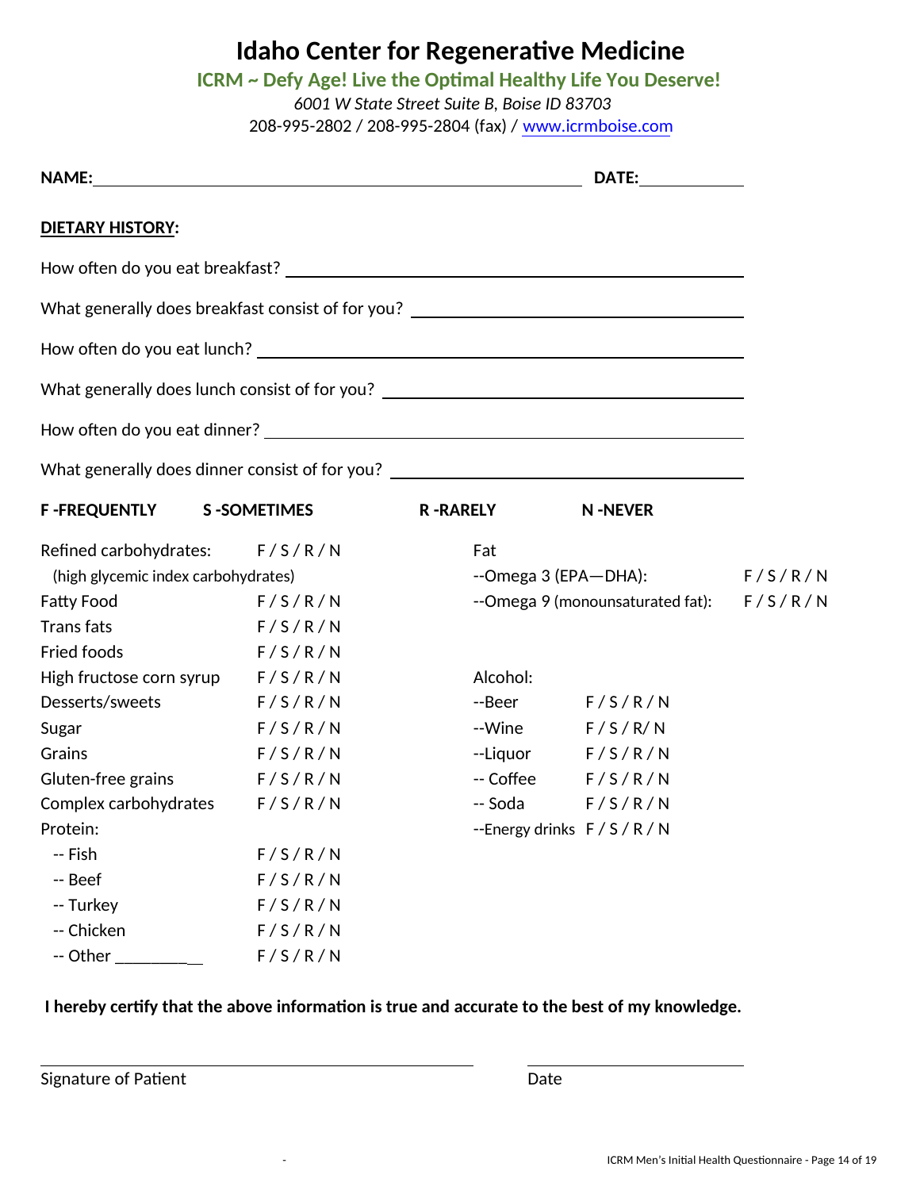# Idaho Center for Regenerative Medicine

**ICRM ~ Defy Age! Live the Optimal Healthy Life You Deserve!**

*6001 W State Street Suite B, Boise ID 83703*

208-995-2802 / 208-995-2804 (fax) / www.icrmboise.com

**NAME:**\_\_\_\_\_\_\_\_\_\_\_\_\_\_\_\_\_\_\_\_\_\_\_\_\_\_\_\_\_\_\_\_\_\_\_\_\_\_\_\_\_\_\_\_ **DATE:**\_\_\_\_\_\_\_\_\_\_

**DIETARY HISTORY:**

How often do you eat breakfast? \_\_\_\_\_\_\_\_\_\_\_\_\_\_\_\_\_\_\_\_\_\_\_\_\_\_\_\_\_\_\_\_\_\_\_\_\_\_\_\_

What generally does breakfast consist of for you? \_\_\_\_\_\_\_\_\_\_\_\_\_\_\_\_\_\_\_\_\_\_\_\_\_\_\_\_\_\_

How often do you eat lunch? \_\_\_\_\_\_\_\_\_\_\_\_\_\_\_\_\_\_\_\_\_\_\_\_\_\_\_\_\_\_\_\_\_\_\_\_\_\_\_\_\_\_\_

What generally does lunch consist of for you? \_\_\_\_\_\_\_\_\_\_\_\_\_\_\_\_\_\_\_\_\_\_\_\_\_\_\_\_\_\_\_\_

How often do you eat dinner? \_\_\_\_\_\_\_\_\_\_\_\_\_\_\_\_\_\_\_\_\_\_\_\_\_\_\_\_\_\_\_\_\_\_\_\_\_\_\_\_\_\_

What generally does dinner consist of for you? \_\_\_\_\_\_\_\_\_\_\_\_\_\_\_\_\_\_\_\_\_\_\_\_\_\_\_\_\_\_\_

**F -FREQUENTLY S -SOMETIMES R -RARELY N -NEVER**

| Item | Frequency | Item | Frequency |
|---|---|---|---|
| Refined carbohydrates: (high glycemic index carbohydrates) | F / S / R / N | Fat | |
| | | --Omega 3 (EPA—DHA): | F / S / R / N |
| Fatty Food | F / S / R / N | --Omega 9 (monounsaturated fat): | F / S / R / N |
| Trans fats | F / S / R / N | | |
| Fried foods | F / S / R / N | | |
| High fructose corn syrup | F / S / R / N | Alcohol: | |
| Desserts/sweets | F / S / R / N | --Beer | F / S / R / N |
| Sugar | F / S / R / N | --Wine | F / S / R/ N |
| Grains | F / S / R / N | --Liquor | F / S / R / N |
| Gluten-free grains | F / S / R / N | -- Coffee | F / S / R / N |
| Complex carbohydrates | F / S / R / N | -- Soda | F / S / R / N |
| Protein: | | --Energy drinks | F / S / R / N |
| -- Fish | F / S / R / N | | |
| -- Beef | F / S / R / N | | |
| -- Turkey | F / S / R / N | | |
| -- Chicken | F / S / R / N | | |
| -- Other \_\_\_\_\_\_\_\_\_\_ | F / S / R / N | | |

**I hereby certify that the above information is true and accurate to the best of my knowledge.**

\_\_\_\_\_\_\_\_\_\_\_\_\_\_\_\_\_\_\_\_\_\_\_\_\_\_\_\_\_\_\_\_\_\_\_\_\_\_ \_\_\_\_\_\_\_\_\_\_\_\_\_\_\_\_\_\_\_\_

Signature of Patient Date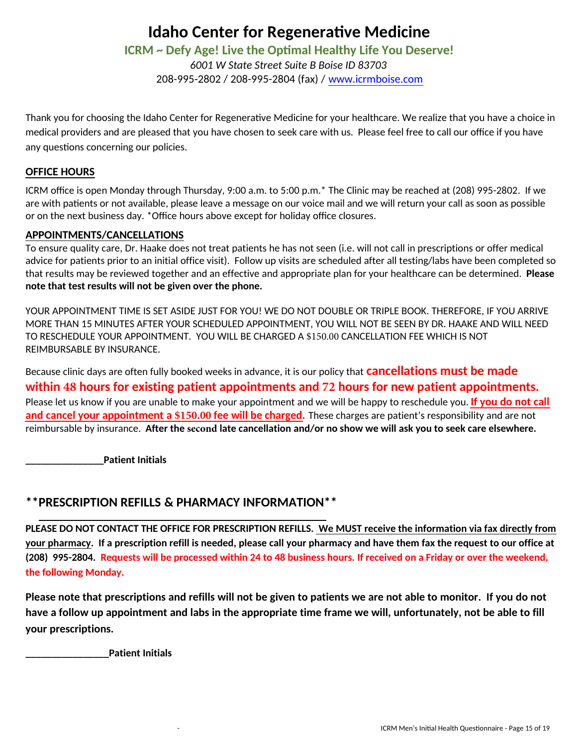# Idaho Center for Regenerative Medicine

**ICRM ~ Defy Age! Live the Optimal Healthy Life You Deserve!**

*6001 W State Street Suite B Boise ID 83703*

208-995-2802 / 208-995-2804 (fax) / www.icrmboise.com

Thank you for choosing the Idaho Center for Regenerative Medicine for your healthcare. We realize that you have a choice in medical providers and are pleased that you have chosen to seek care with us. Please feel free to call our office if you have any questions concerning our policies.

## OFFICE HOURS

ICRM office is open Monday through Thursday, 9:00 a.m. to 5:00 p.m.* The Clinic may be reached at (208) 995-2802. If we are with patients or not available, please leave a message on our voice mail and we will return your call as soon as possible or on the next business day. *Office hours above except for holiday office closures.

## APPOINTMENTS/CANCELLATIONS

To ensure quality care, Dr. Haake does not treat patients he has not seen (i.e. will not call in prescriptions or offer medical advice for patients prior to an initial office visit). Follow up visits are scheduled after all testing/labs have been completed so that results may be reviewed together and an effective and appropriate plan for your healthcare can be determined. **Please note that test results will not be given over the phone.**

YOUR APPOINTMENT TIME IS SET ASIDE JUST FOR YOU! WE DO NOT DOUBLE OR TRIPLE BOOK. THEREFORE, IF YOU ARRIVE MORE THAN 15 MINUTES AFTER YOUR SCHEDULED APPOINTMENT, YOU WILL NOT BE SEEN BY DR. HAAKE AND WILL NEED TO RESCHEDULE YOUR APPOINTMENT. YOU WILL BE CHARGED A $150.00 CANCELLATION FEE WHICH IS NOT REIMBURSABLE BY INSURANCE.

Because clinic days are often fully booked weeks in advance, it is our policy that **cancellations must be made within 48 hours for existing patient appointments and 72 hours for new patient appointments.** Please let us know if you are unable to make your appointment and we will be happy to reschedule you. **If you do not call and cancel your appointment a $150.00 fee will be charged.** These charges are patient's responsibility and are not reimbursable by insurance. **After the second late cancellation and/or no show we will ask you to seek care elsewhere.**

_______________**Patient Initials**

## **PRESCRIPTION REFILLS & PHARMACY INFORMATION**

**PLEASE DO NOT CONTACT THE OFFICE FOR PRESCRIPTION REFILLS. We MUST receive the information via fax directly from your pharmacy. If a prescription refill is needed, please call your pharmacy and have them fax the request to our office at (208) 995-2804. Requests will be processed within 24 to 48 business hours. If received on a Friday or over the weekend, the following Monday.**

**Please note that prescriptions and refills will not be given to patients we are not able to monitor. If you do not have a follow up appointment and labs in the appropriate time frame we will, unfortunately, not be able to fill your prescriptions.**

________________**Patient Initials**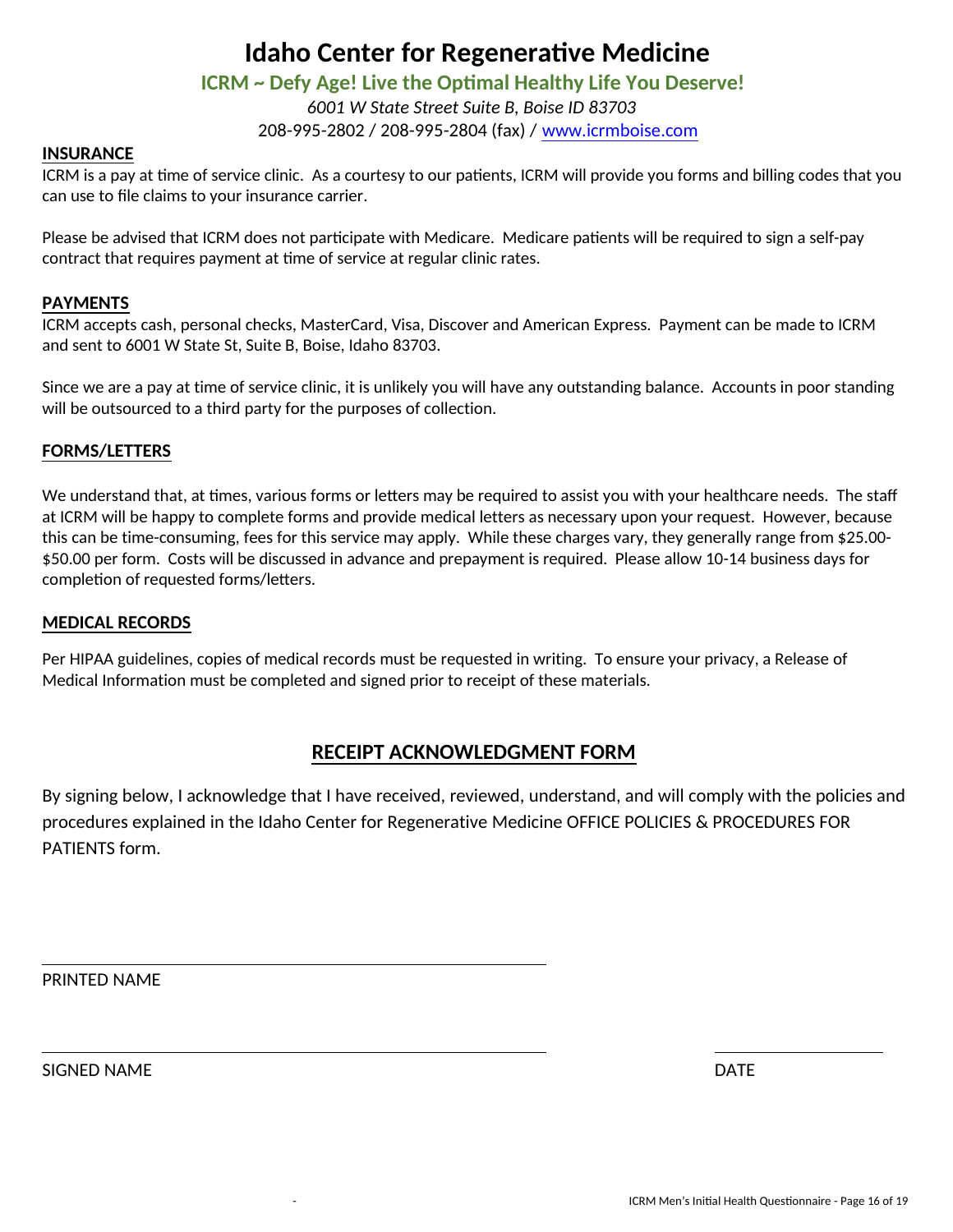# Idaho Center for Regenerative Medicine

**ICRM ~ Defy Age! Live the Optimal Healthy Life You Deserve!**

*6001 W State Street Suite B, Boise ID 83703*

208-995-2802 / 208-995-2804 (fax) / www.icrmboise.com

## INSURANCE

ICRM is a pay at time of service clinic. As a courtesy to our patients, ICRM will provide you forms and billing codes that you can use to file claims to your insurance carrier.

Please be advised that ICRM does not participate with Medicare. Medicare patients will be required to sign a self-pay contract that requires payment at time of service at regular clinic rates.

## PAYMENTS

ICRM accepts cash, personal checks, MasterCard, Visa, Discover and American Express. Payment can be made to ICRM and sent to 6001 W State St, Suite B, Boise, Idaho 83703.

Since we are a pay at time of service clinic, it is unlikely you will have any outstanding balance. Accounts in poor standing will be outsourced to a third party for the purposes of collection.

## FORMS/LETTERS

We understand that, at times, various forms or letters may be required to assist you with your healthcare needs. The staff at ICRM will be happy to complete forms and provide medical letters as necessary upon your request. However, because this can be time-consuming, fees for this service may apply. While these charges vary, they generally range from $25.00-$50.00 per form. Costs will be discussed in advance and prepayment is required. Please allow 10-14 business days for completion of requested forms/letters.

## MEDICAL RECORDS

Per HIPAA guidelines, copies of medical records must be requested in writing. To ensure your privacy, a Release of Medical Information must be completed and signed prior to receipt of these materials.

## RECEIPT ACKNOWLEDGMENT FORM

By signing below, I acknowledge that I have received, reviewed, understand, and will comply with the policies and procedures explained in the Idaho Center for Regenerative Medicine OFFICE POLICIES & PROCEDURES FOR PATIENTS form.

\_\_\_\_\_\_\_\_\_\_\_\_\_\_\_\_\_\_\_\_\_\_\_\_\_\_\_\_\_\_\_\_\_\_\_\_\_\_\_\_

PRINTED NAME

\_\_\_\_\_\_\_\_\_\_\_\_\_\_\_\_\_\_\_\_\_\_\_\_\_\_\_\_\_\_\_\_\_\_\_\_\_\_\_\_ \_\_\_\_\_\_\_\_\_\_\_\_\_\_\_\_

SIGNED NAME DATE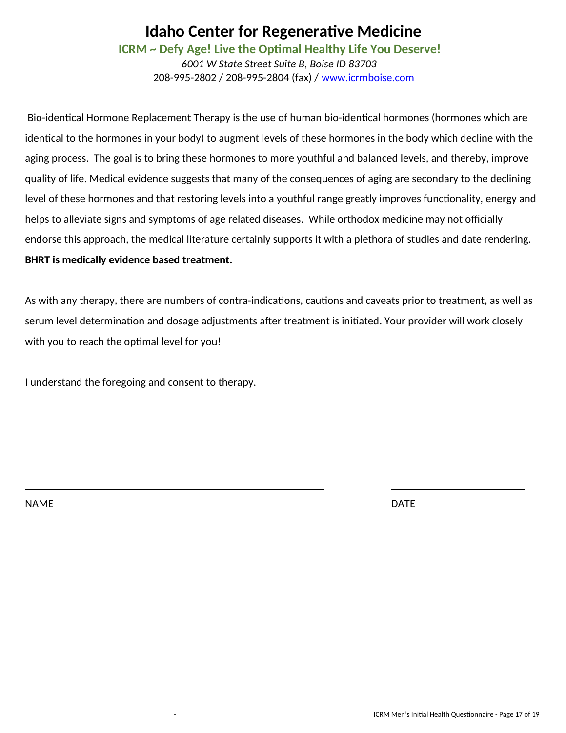# Idaho Center for Regenerative Medicine

**ICRM ~ Defy Age! Live the Optimal Healthy Life You Deserve!**

*6001 W State Street Suite B, Boise ID 83703*

208-995-2802 / 208-995-2804 (fax) / www.icrmboise.com

Bio-identical Hormone Replacement Therapy is the use of human bio-identical hormones (hormones which are identical to the hormones in your body) to augment levels of these hormones in the body which decline with the aging process. The goal is to bring these hormones to more youthful and balanced levels, and thereby, improve quality of life. Medical evidence suggests that many of the consequences of aging are secondary to the declining level of these hormones and that restoring levels into a youthful range greatly improves functionality, energy and helps to alleviate signs and symptoms of age related diseases. While orthodox medicine may not officially endorse this approach, the medical literature certainly supports it with a plethora of studies and date rendering. **BHRT is medically evidence based treatment.**

As with any therapy, there are numbers of contra-indications, cautions and caveats prior to treatment, as well as serum level determination and dosage adjustments after treatment is initiated. Your provider will work closely with you to reach the optimal level for you!

I understand the foregoing and consent to therapy.

\_\_\_\_\_\_\_\_\_\_\_\_\_\_\_\_\_\_\_\_\_\_\_\_\_\_\_\_\_\_\_\_\_\_\_\_\_\_\_\_ \_\_\_\_\_\_\_\_\_\_\_\_\_\_\_\_\_\_\_\_

NAME DATE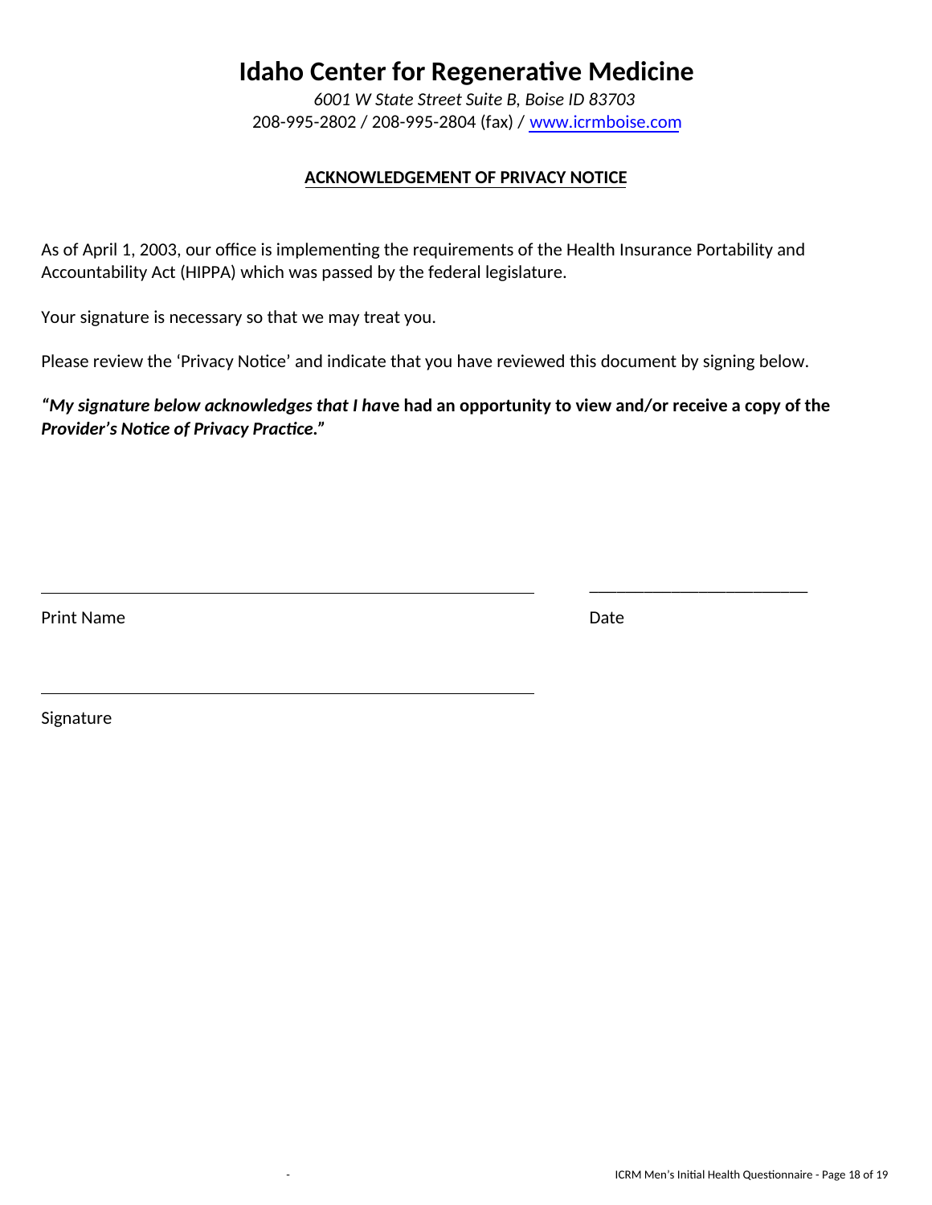# Idaho Center for Regenerative Medicine

*6001 W State Street Suite B, Boise ID 83703*
208-995-2802 / 208-995-2804 (fax) / [www.icrmboise.com](http://www.icrmboise.com)

**ACKNOWLEDGEMENT OF PRIVACY NOTICE**

As of April 1, 2003, our office is implementing the requirements of the Health Insurance Portability and Accountability Act (HIPPA) which was passed by the federal legislature.

Your signature is necessary so that we may treat you.

Please review the 'Privacy Notice' and indicate that you have reviewed this document by signing below.

***"My signature below acknowledges that I ha*ve had an opportunity to view and/or receive a copy of the *Provider's Notice of Privacy Practice*."**

\_\_\_\_\_\_\_\_\_\_\_\_\_\_\_\_\_\_\_\_\_\_\_\_\_\_\_\_\_\_\_\_\_\_\_\_\_\_\_\_\_\_\_\_ \_\_\_\_\_\_\_\_\_\_\_\_\_\_\_\_\_\_\_\_\_\_\_\_

Print Name Date

\_\_\_\_\_\_\_\_\_\_\_\_\_\_\_\_\_\_\_\_\_\_\_\_\_\_\_\_\_\_\_\_\_\_\_\_\_\_\_\_\_\_\_\_

Signature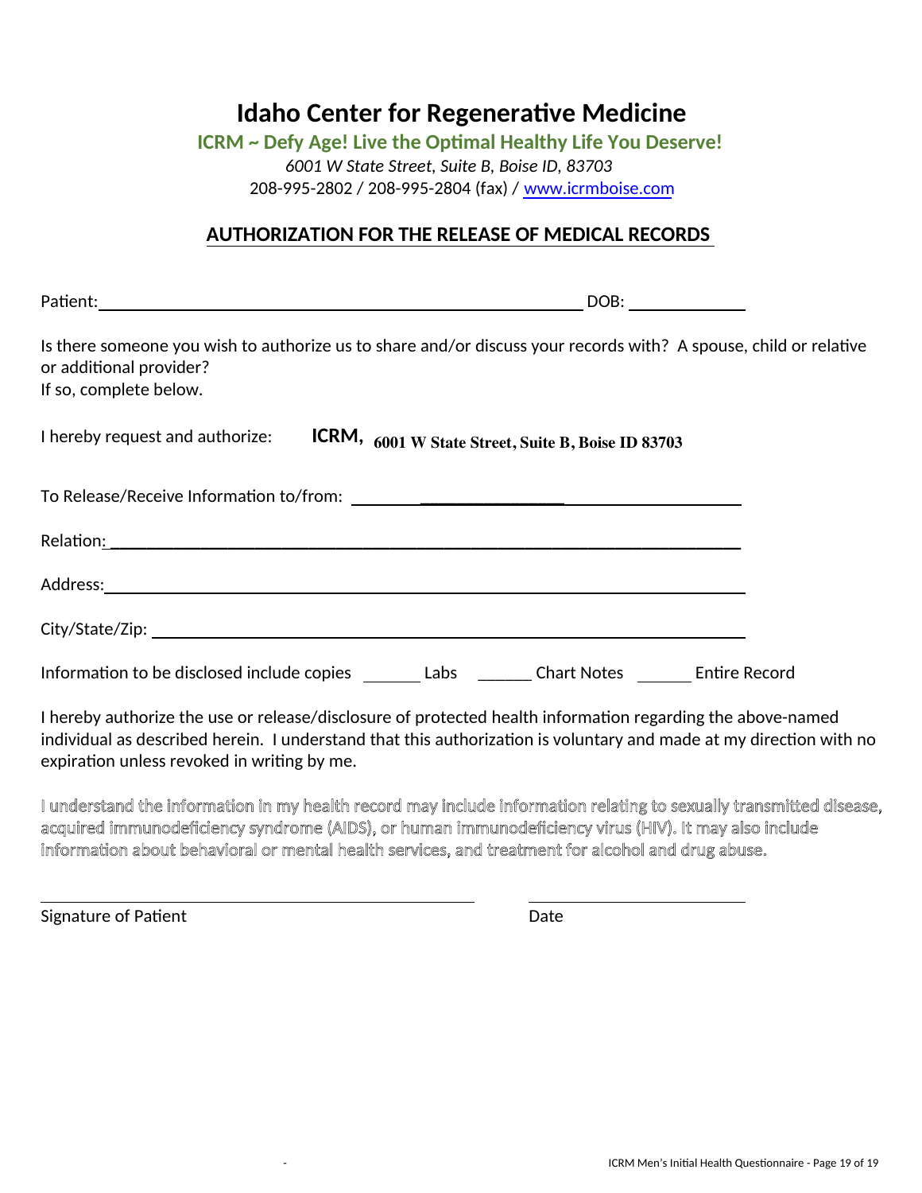# Idaho Center for Regenerative Medicine

**ICRM ~ Defy Age! Live the Optimal Healthy Life You Deserve!**

*6001 W State Street, Suite B, Boise ID, 83703*

208-995-2802 / 208-995-2804 (fax) / www.icrmboise.com

## AUTHORIZATION FOR THE RELEASE OF MEDICAL RECORDS

Patient:\_\_\_\_\_\_\_\_\_\_\_\_\_\_\_\_\_\_\_\_\_\_\_\_\_\_\_\_\_\_\_\_\_\_\_\_\_\_\_\_\_\_\_\_\_\_\_\_ DOB: \_\_\_\_\_\_\_\_\_\_\_\_

Is there someone you wish to authorize us to share and/or discuss your records with? A spouse, child or relative or additional provider?
If so, complete below.

I hereby request and authorize: **ICRM, 6001 W State Street, Suite B, Boise ID 83703**

To Release/Receive Information to/from: \_\_\_\_\_\_\_\_\_\_\_\_\_\_\_\_\_\_\_\_\_\_\_\_\_\_\_\_\_\_\_\_\_\_\_\_\_\_\_\_

Relation:\_\_\_\_\_\_\_\_\_\_\_\_\_\_\_\_\_\_\_\_\_\_\_\_\_\_\_\_\_\_\_\_\_\_\_\_\_\_\_\_\_\_\_\_\_\_\_\_\_\_\_\_\_\_\_\_\_\_\_\_\_\_

Address:\_\_\_\_\_\_\_\_\_\_\_\_\_\_\_\_\_\_\_\_\_\_\_\_\_\_\_\_\_\_\_\_\_\_\_\_\_\_\_\_\_\_\_\_\_\_\_\_\_\_\_\_\_\_\_\_\_\_\_\_\_\_

City/State/Zip: \_\_\_\_\_\_\_\_\_\_\_\_\_\_\_\_\_\_\_\_\_\_\_\_\_\_\_\_\_\_\_\_\_\_\_\_\_\_\_\_\_\_\_\_\_\_\_\_\_\_\_\_\_\_\_\_\_

Information to be disclosed include copies \_\_\_\_\_\_ Labs \_\_\_\_\_\_ Chart Notes \_\_\_\_\_\_ Entire Record

I hereby authorize the use or release/disclosure of protected health information regarding the above-named individual as described herein. I understand that this authorization is voluntary and made at my direction with no expiration unless revoked in writing by me.

I understand the information in my health record may include information relating to sexually transmitted disease, acquired immunodeficiency syndrome (AIDS), or human immunodeficiency virus (HIV). It may also include information about behavioral or mental health services, and treatment for alcohol and drug abuse.

\_\_\_\_\_\_\_\_\_\_\_\_\_\_\_\_\_\_\_\_\_\_\_\_\_\_\_\_\_\_\_\_\_\_\_\_\_\_\_\_ \_\_\_\_\_\_\_\_\_\_\_\_\_\_\_\_\_\_\_\_
Signature of Patient Date